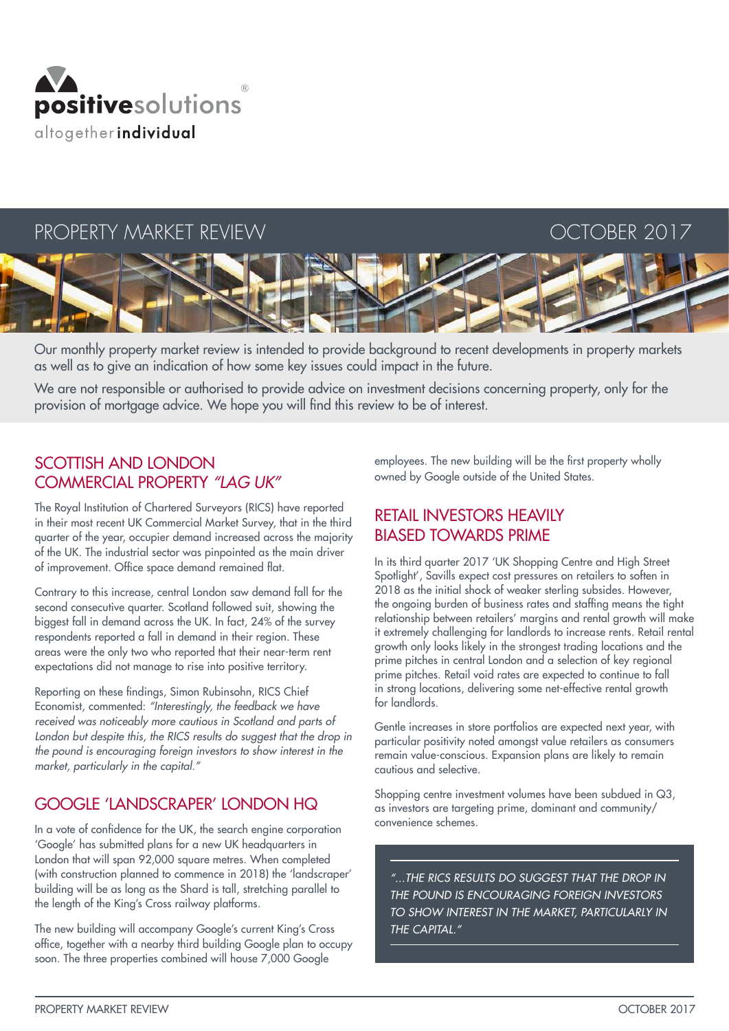positivesolutions®

altogether**individual**

# PROPERTY MARKET REVIEW OCTOBER 2017

Our monthly property market review is intended to provide background to recent developments in property markets as well as to give an indication of how some key issues could impact in the future.

We are not responsible or authorised to provide advice on investment decisions concerning property, only for the provision of mortgage advice. We hope you will find this review to be of interest.

## SCOTTISH AND LONDON COMMERCIAL PROPERTY *"LAG UK"*

The Royal Institution of Chartered Surveyors (RICS) have reported in their most recent UK Commercial Market Survey, that in the third quarter of the year, occupier demand increased across the majority of the UK. The industrial sector was pinpointed as the main driver of improvement. Office space demand remained flat.

Contrary to this increase, central London saw demand fall for the second consecutive quarter. Scotland followed suit, showing the biggest fall in demand across the UK. In fact, 24% of the survey respondents reported a fall in demand in their region. These areas were the only two who reported that their near-term rent expectations did not manage to rise into positive territory.

Reporting on these findings, Simon Rubinsohn, RICS Chief Economist, commented: *"Interestingly, the feedback we have received was noticeably more cautious in Scotland and parts of London but despite this, the RICS results do suggest that the drop in the pound is encouraging foreign investors to show interest in the market, particularly in the capital."*

## GOOGLE 'LANDSCRAPER' LONDON HQ

In a vote of confidence for the UK, the search engine corporation 'Google' has submitted plans for a new UK headquarters in London that will span 92,000 square metres. When completed (with construction planned to commence in 2018) the 'landscraper' building will be as long as the Shard is tall, stretching parallel to the length of the King's Cross railway platforms.

The new building will accompany Google's current King's Cross office, together with a nearby third building Google plan to occupy soon. The three properties combined will house 7,000 Google employees. The new building will be the first property wholly owned by Google outside of the United States.

## RETAIL INVESTORS HEAVILY BIASED TOWARDS PRIME

In its third quarter 2017 'UK Shopping Centre and High Street Spotlight', Savills expect cost pressures on retailers to soften in 2018 as the initial shock of weaker sterling subsides. However, the ongoing burden of business rates and staffing means the tight relationship between retailers' margins and rental growth will make it extremely challenging for landlords to increase rents. Retail rental growth only looks likely in the strongest trading locations and the prime pitches in central London and a selection of key regional prime pitches. Retail void rates are expected to continue to fall in strong locations, delivering some net-effective rental growth for landlords.

Gentle increases in store portfolios are expected next year, with particular positivity noted amongst value retailers as consumers remain value-conscious. Expansion plans are likely to remain cautious and selective.

Shopping centre investment volumes have been subdued in Q3, as investors are targeting prime, dominant and community/convenience schemes.

> *"...THE RICS RESULTS DO SUGGEST THAT THE DROP IN THE POUND IS ENCOURAGING FOREIGN INVESTORS TO SHOW INTEREST IN THE MARKET, PARTICULARLY IN THE CAPITAL."*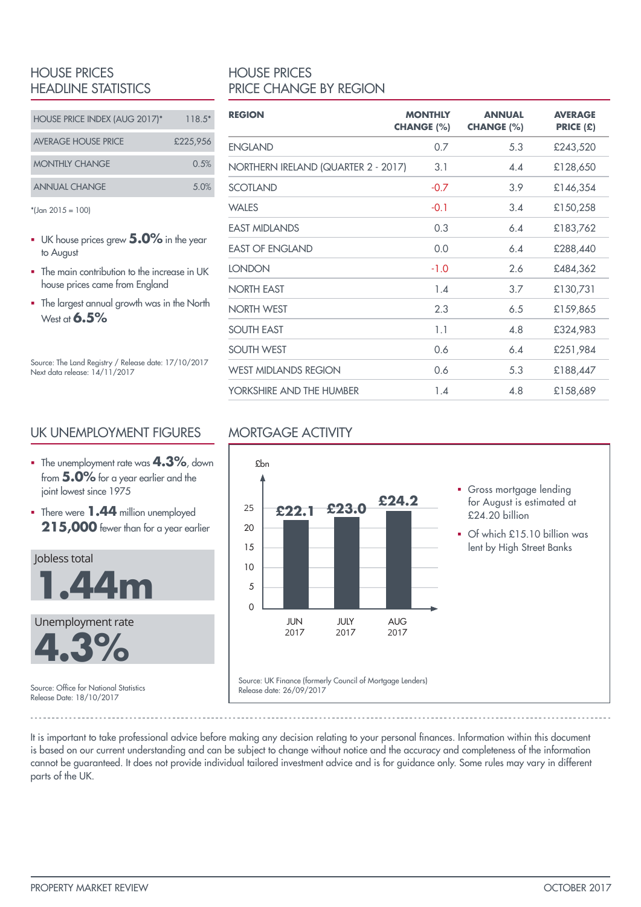## HOUSE PRICES
## HEADLINE STATISTICS

| | |
|---|---|
| HOUSE PRICE INDEX (AUG 2017)* | 118.5* |
| AVERAGE HOUSE PRICE | £225,956 |
| MONTHLY CHANGE | 0.5% |
| ANNUAL CHANGE | 5.0% |

*(Jan 2015 = 100)

- UK house prices grew **5.0%** in the year to August
- The main contribution to the increase in UK house prices came from England
- The largest annual growth was in the North West at **6.5%**

Source: The Land Registry / Release date: 17/10/2017
Next data release: 14/11/2017

## HOUSE PRICES
## PRICE CHANGE BY REGION

| REGION | MONTHLY CHANGE (%) | ANNUAL CHANGE (%) | AVERAGE PRICE (£) |
|---|---|---|---|
| ENGLAND | 0.7 | 5.3 | £243,520 |
| NORTHERN IRELAND (QUARTER 2 - 2017) | 3.1 | 4.4 | £128,650 |
| SCOTLAND | -0.7 | 3.9 | £146,354 |
| WALES | -0.1 | 3.4 | £150,258 |
| EAST MIDLANDS | 0.3 | 6.4 | £183,762 |
| EAST OF ENGLAND | 0.0 | 6.4 | £288,440 |
| LONDON | -1.0 | 2.6 | £484,362 |
| NORTH EAST | 1.4 | 3.7 | £130,731 |
| NORTH WEST | 2.3 | 6.5 | £159,865 |
| SOUTH EAST | 1.1 | 4.8 | £324,983 |
| SOUTH WEST | 0.6 | 6.4 | £251,984 |
| WEST MIDLANDS REGION | 0.6 | 5.3 | £188,447 |
| YORKSHIRE AND THE HUMBER | 1.4 | 4.8 | £158,689 |

## UK UNEMPLOYMENT FIGURES

- The unemployment rate was **4.3%**, down from **5.0%** for a year earlier and the joint lowest since 1975
- There were **1.44** million unemployed **215,000** fewer than for a year earlier

Jobless total
**1.44m**

Unemployment rate
**4.3%**

Source: Office for National Statistics
Release Date: 18/10/2017

## MORTGAGE ACTIVITY

£bn
25
20
15
10
5
0
£22.1
£23.0
£24.2
JUN 2017
JULY 2017
AUG 2017

- Gross mortgage lending for August is estimated at £24.20 billion
- Of which £15.10 billion was lent by High Street Banks

Source: UK Finance (formerly Council of Mortgage Lenders)
Release date: 26/09/2017

It is important to take professional advice before making any decision relating to your personal finances. Information within this document is based on our current understanding and can be subject to change without notice and the accuracy and completeness of the information cannot be guaranteed. It does not provide individual tailored investment advice and is for guidance only. Some rules may vary in different parts of the UK.